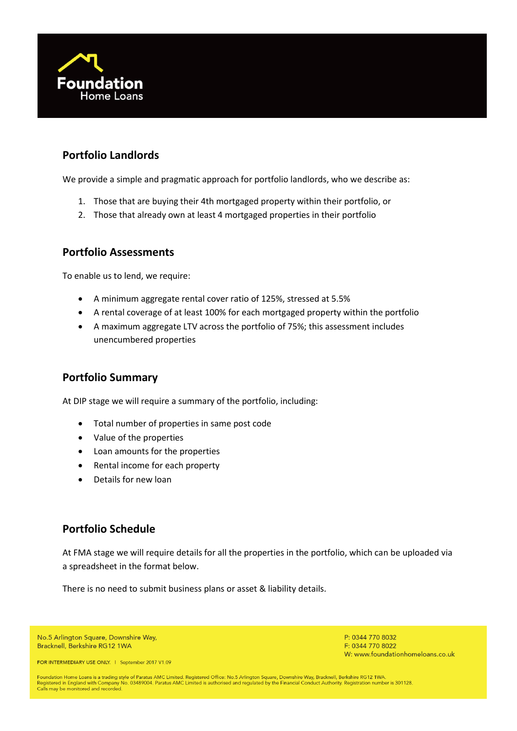## Portfolio Landlords

We provide a simple and pragmatic approach for portfolio landlords, who we describe as:

1. Those that are buying their 4th mortgaged property within their portfolio, or
2. Those that already own at least 4 mortgaged properties in their portfolio

## Portfolio Assessments

To enable us to lend, we require:

- A minimum aggregate rental cover ratio of 125%, stressed at 5.5%
- A rental coverage of at least 100% for each mortgaged property within the portfolio
- A maximum aggregate LTV across the portfolio of 75%; this assessment includes unencumbered properties

## Portfolio Summary

At DIP stage we will require a summary of the portfolio, including:

- Total number of properties in same post code
- Value of the properties
- Loan amounts for the properties
- Rental income for each property
- Details for new loan

## Portfolio Schedule

At FMA stage we will require details for all the properties in the portfolio, which can be uploaded via a spreadsheet in the format below.

There is no need to submit business plans or asset & liability details.

No.5 Arlington Square, Downshire Way,
Bracknell, Berkshire RG12 1WA

P: 0344 770 8032
F: 0344 770 8022
W: www.foundationhomeloans.co.uk

FOR INTERMEDIARY USE ONLY. | September 2017 V1.09

Foundation Home Loans is a trading style of Paratus AMC Limited. Registered Office: No.5 Arlington Square, Downshire Way, Bracknell, Berkshire RG12 1WA.
Registered in England with Company No. 03489004. Paratus AMC Limited is authorised and regulated by the Financial Conduct Authority. Registration number is 301128.
Calls may be monitored and recorded.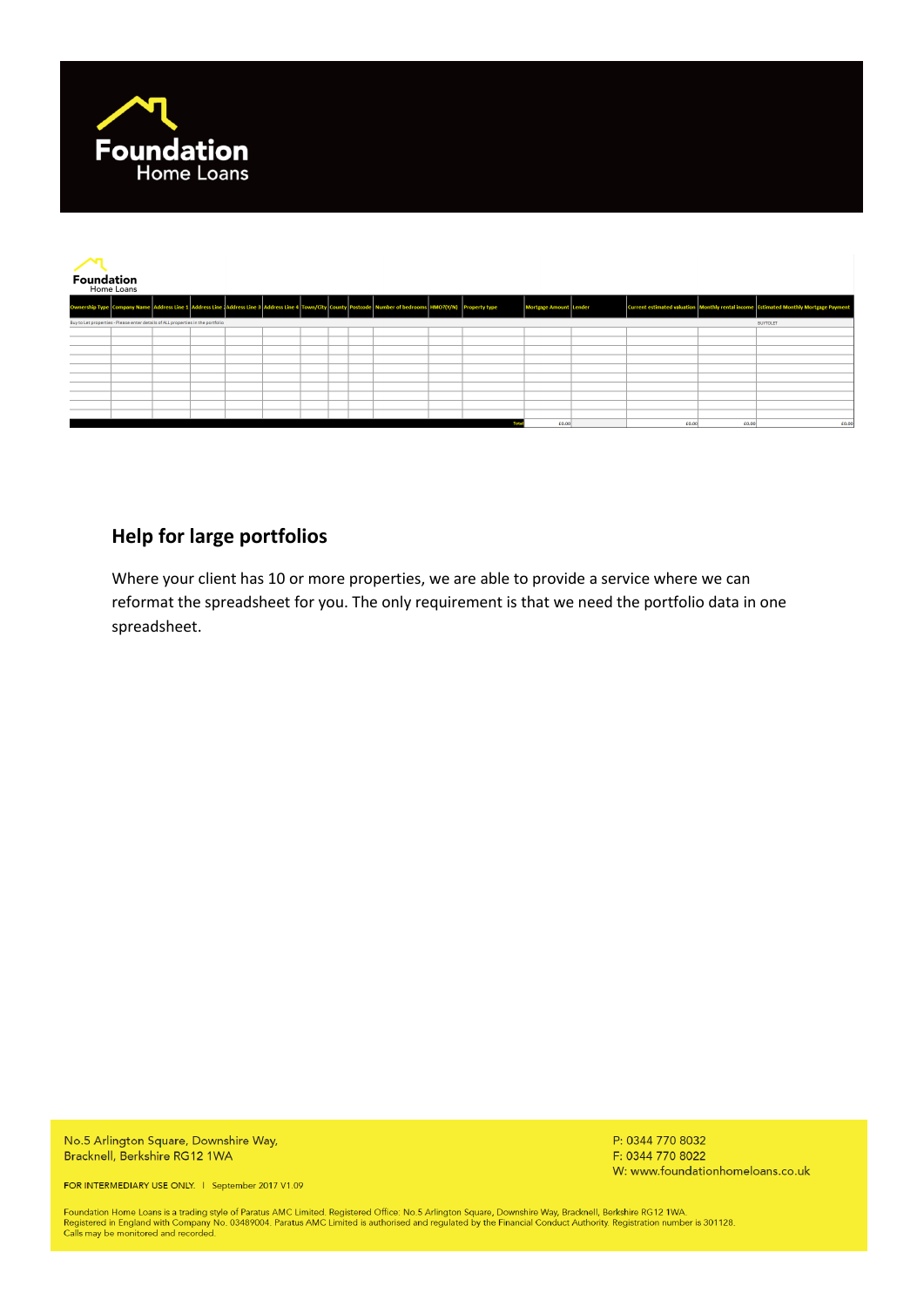| Ownership Type | Company Name | Address Line 1 | Address Line 2 | Address Line 3 | Address Line 4 | Town/City | County | Postcode | Number of bedrooms | HMO?(Y/N) | Property type | Mortgage Amount | Lender | Current estimated valuation | Monthly rental income | Estimated Monthly Mortgage Payment |
|---|---|---|---|---|---|---|---|---|---|---|---|---|---|---|---|---|
| Buy to Let properties - Please enter details of ALL properties in the portfolio | | | | | | | | | | | | | | | | BUYTOLET |
| | | | | | | | | | | | | | | | | |
| | | | | | | | | | | | | | | | | |
| | | | | | | | | | | | | | | | | |
| | | | | | | | | | | | | | | | | |
| | | | | | | | | | | | | | | | | |
| | | | | | | | | | | | | | | | | |
| | | | | | | | | | | | | | | | | |
| | | | | | | | | | | | | | | | | |
| | | | | | | | | | | | | | | | | |
| | | | | | | | | | | | Total | £0.00 | | £0.00 | £0.00 | £0.00 |

## Help for large portfolios

Where your client has 10 or more properties, we are able to provide a service where we can reformat the spreadsheet for you. The only requirement is that we need the portfolio data in one spreadsheet.

No.5 Arlington Square, Downshire Way,
Bracknell, Berkshire RG12 1WA

P: 0344 770 8032
F: 0344 770 8022
W: www.foundationhomeloans.co.uk

FOR INTERMEDIARY USE ONLY. | September 2017 V1.09

Foundation Home Loans is a trading style of Paratus AMC Limited. Registered Office: No.5 Arlington Square, Downshire Way, Bracknell, Berkshire RG12 1WA.
Registered in England with Company No. 03489004. Paratus AMC Limited is authorised and regulated by the Financial Conduct Authority. Registration number is 301128.
Calls may be monitored and recorded.